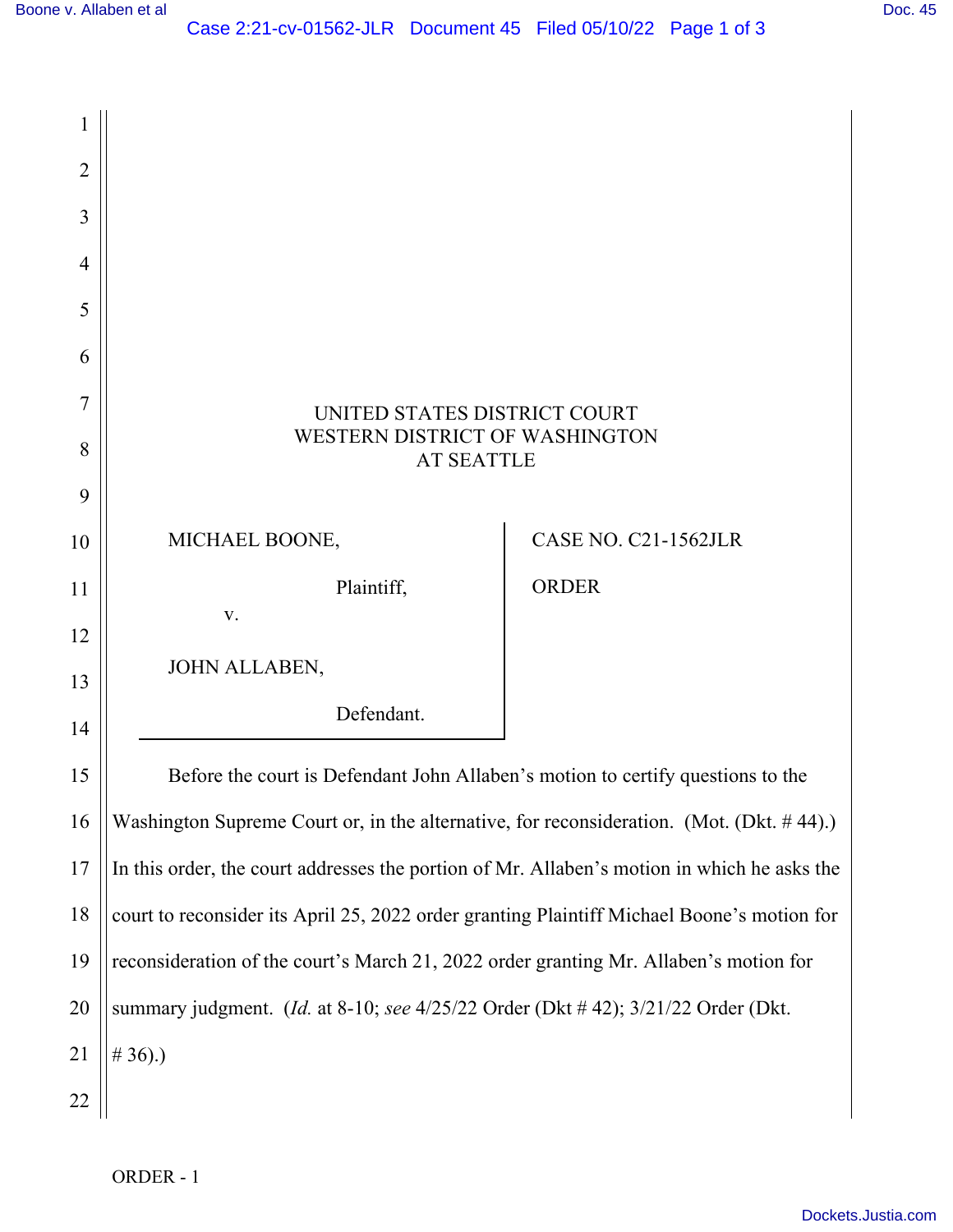UNITED STATES DISTRICT COURT
WESTERN DISTRICT OF WASHINGTON
AT SEATTLE

| | |
|---|---|
| MICHAEL BOONE, Plaintiff, v. JOHN ALLABEN, Defendant. | CASE NO. C21-1562JLR ORDER |

Before the court is Defendant John Allaben's motion to certify questions to the Washington Supreme Court or, in the alternative, for reconsideration. (Mot. (Dkt. # 44).) In this order, the court addresses the portion of Mr. Allaben's motion in which he asks the court to reconsider its April 25, 2022 order granting Plaintiff Michael Boone's motion for reconsideration of the court's March 21, 2022 order granting Mr. Allaben's motion for summary judgment. (*Id.* at 8-10; *see* 4/25/22 Order (Dkt # 42); 3/21/22 Order (Dkt. # 36).)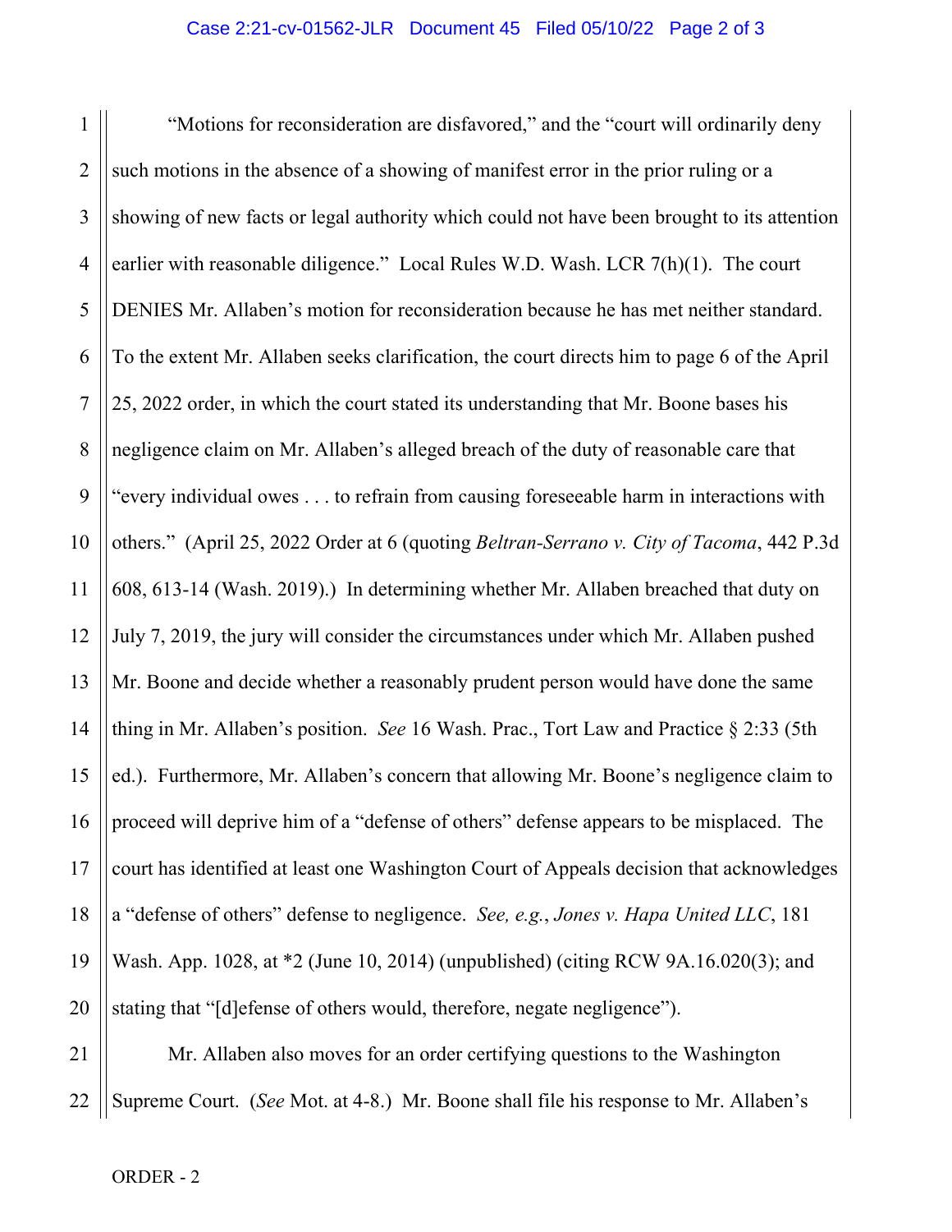"Motions for reconsideration are disfavored," and the "court will ordinarily deny such motions in the absence of a showing of manifest error in the prior ruling or a showing of new facts or legal authority which could not have been brought to its attention earlier with reasonable diligence." Local Rules W.D. Wash. LCR 7(h)(1). The court DENIES Mr. Allaben's motion for reconsideration because he has met neither standard. To the extent Mr. Allaben seeks clarification, the court directs him to page 6 of the April 25, 2022 order, in which the court stated its understanding that Mr. Boone bases his negligence claim on Mr. Allaben's alleged breach of the duty of reasonable care that "every individual owes . . . to refrain from causing foreseeable harm in interactions with others." (April 25, 2022 Order at 6 (quoting *Beltran-Serrano v. City of Tacoma*, 442 P.3d 608, 613-14 (Wash. 2019).) In determining whether Mr. Allaben breached that duty on July 7, 2019, the jury will consider the circumstances under which Mr. Allaben pushed Mr. Boone and decide whether a reasonably prudent person would have done the same thing in Mr. Allaben's position. *See* 16 Wash. Prac., Tort Law and Practice § 2:33 (5th ed.). Furthermore, Mr. Allaben's concern that allowing Mr. Boone's negligence claim to proceed will deprive him of a "defense of others" defense appears to be misplaced. The court has identified at least one Washington Court of Appeals decision that acknowledges a "defense of others" defense to negligence. *See, e.g.*, *Jones v. Hapa United LLC*, 181 Wash. App. 1028, at *2 (June 10, 2014) (unpublished) (citing RCW 9A.16.020(3); and stating that "[d]efense of others would, therefore, negate negligence").

Mr. Allaben also moves for an order certifying questions to the Washington Supreme Court. (*See* Mot. at 4-8.) Mr. Boone shall file his response to Mr. Allaben's

ORDER - 2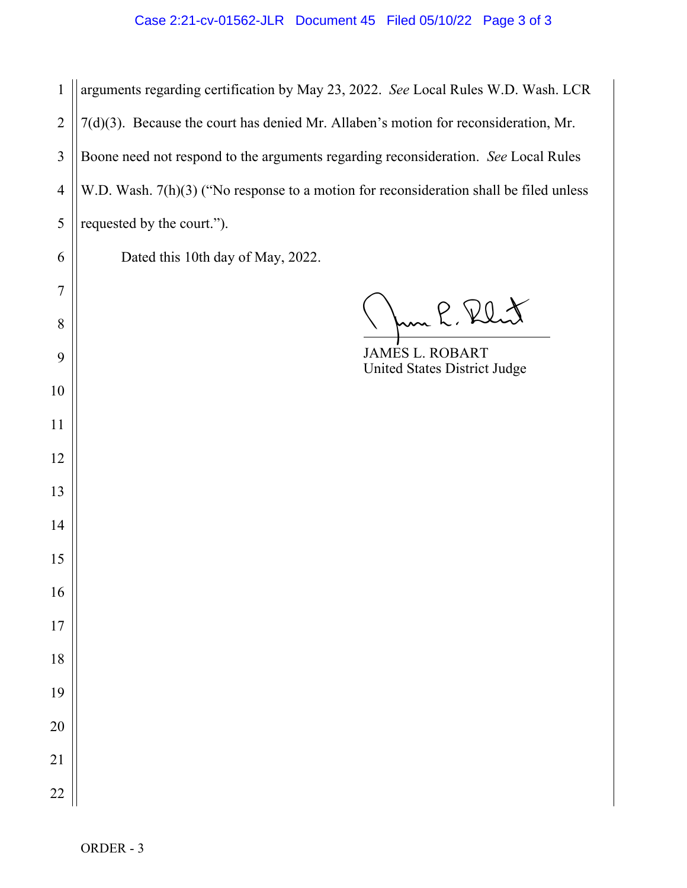arguments regarding certification by May 23, 2022. *See* Local Rules W.D. Wash. LCR 7(d)(3). Because the court has denied Mr. Allaben's motion for reconsideration, Mr. Boone need not respond to the arguments regarding reconsideration. *See* Local Rules W.D. Wash. 7(h)(3) ("No response to a motion for reconsideration shall be filed unless requested by the court.").

Dated this 10th day of May, 2022.

JAMES L. ROBART
United States District Judge

ORDER - 3